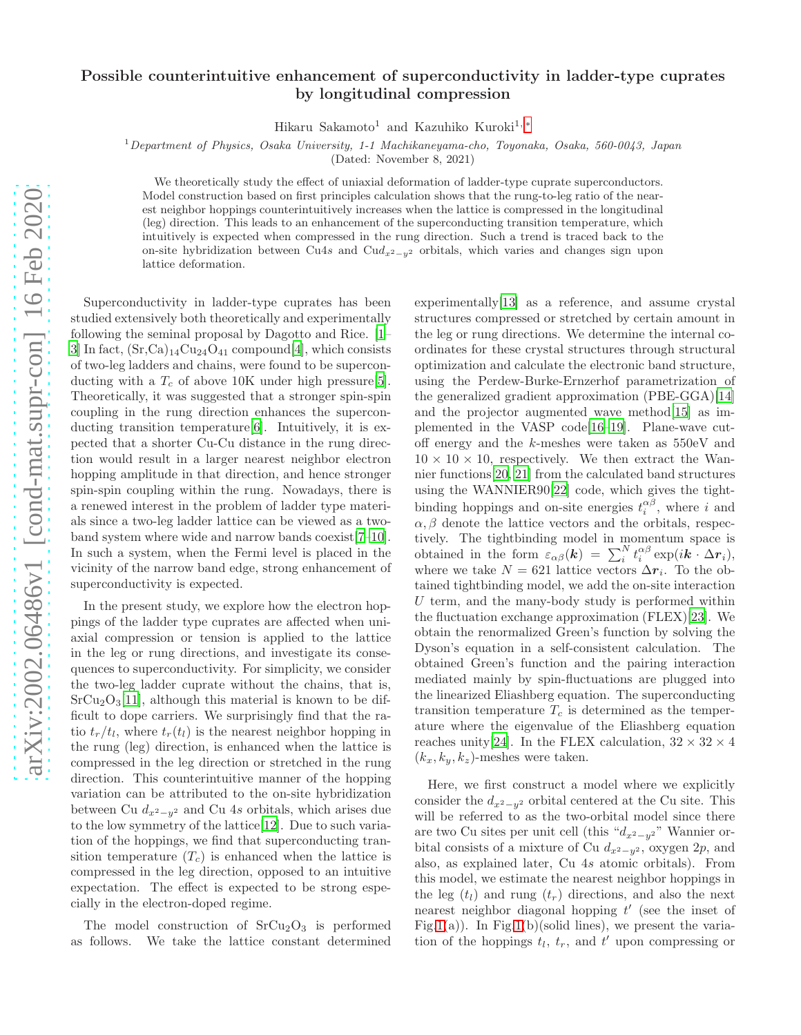# Possible counterintuitive enhancement of superconductivity in ladder-type cuprates by longitudinal compression

Hikaru Sakamoto[1] and Kazuhiko Kuroki[1,*]

[1]*Department of Physics, Osaka University, 1-1 Machikaneyama-cho, Toyonaka, Osaka, 560-0043, Japan*

(Dated: November 8, 2021)

We theoretically study the effect of uniaxial deformation of ladder-type cuprate superconductors. Model construction based on first principles calculation shows that the rung-to-leg ratio of the nearest neighbor hoppings counterintuitively increases when the lattice is compressed in the longitudinal (leg) direction. This leads to an enhancement of the superconducting transition temperature, which intuitively is expected when compressed in the rung direction. Such a trend is traced back to the on-site hybridization between Cu4$s$ and Cu$d_{x^2-y^2}$ orbitals, which varies and changes sign upon lattice deformation.

Superconductivity in ladder-type cuprates has been studied extensively both theoretically and experimentally following the seminal proposal by Dagotto and Rice. [1–3] In fact, (Sr,Ca)$_{14}$Cu$_{24}$O$_{41}$ compound[4], which consists of two-leg ladders and chains, were found to be superconducting with a $T_c$ of above 10K under high pressure[5]. Theoretically, it was suggested that a stronger spin-spin coupling in the rung direction enhances the superconducting transition temperature[6]. Intuitively, it is expected that a shorter Cu-Cu distance in the rung direction would result in a larger nearest neighbor electron hopping amplitude in that direction, and hence stronger spin-spin coupling within the rung. Nowadays, there is a renewed interest in the problem of ladder type materials since a two-leg ladder lattice can be viewed as a two-band system where wide and narrow bands coexist[7–10]. In such a system, when the Fermi level is placed in the vicinity of the narrow band edge, strong enhancement of superconductivity is expected.

In the present study, we explore how the electron hoppings of the ladder type cuprates are affected when uniaxial compression or tension is applied to the lattice in the leg or rung directions, and investigate its consequences to superconductivity. For simplicity, we consider the two-leg ladder cuprate without the chains, that is, SrCu$_2$O$_3$[11], although this material is known to be difficult to dope carriers. We surprisingly find that the ratio $t_r/t_l$, where $t_r(t_l)$ is the nearest neighbor hopping in the rung (leg) direction, is enhanced when the lattice is compressed in the leg direction or stretched in the rung direction. This counterintuitive manner of the hopping variation can be attributed to the on-site hybridization between Cu $d_{x^2-y^2}$ and Cu 4$s$ orbitals, which arises due to the low symmetry of the lattice[12]. Due to such variation of the hoppings, we find that superconducting transition temperature ($T_c$) is enhanced when the lattice is compressed in the leg direction, opposed to an intuitive expectation. The effect is expected to be strong especially in the electron-doped regime.

The model construction of SrCu$_2$O$_3$ is performed as follows. We take the lattice constant determined experimentally[13] as a reference, and assume crystal structures compressed or stretched by certain amount in the leg or rung directions. We determine the internal coordinates for these crystal structures through structural optimization and calculate the electronic band structure, using the Perdew-Burke-Ernzerhof parametrization of the generalized gradient approximation (PBE-GGA)[14] and the projector augmented wave method[15] as implemented in the VASP code[16–19]. Plane-wave cutoff energy and the $k$-meshes were taken as 550eV and $10 \times 10 \times 10$, respectively. We then extract the Wannier functions[20, 21] from the calculated band structures using the WANNIER90[22] code, which gives the tightbinding hoppings and on-site energies $t_i^{\alpha\beta}$, where $i$ and $\alpha, \beta$ denote the lattice vectors and the orbitals, respectively. The tightbinding model in momentum space is obtained in the form $\varepsilon_{\alpha\beta}(\boldsymbol{k}) = \sum_i^N t_i^{\alpha\beta} \exp(i\boldsymbol{k} \cdot \Delta\boldsymbol{r}_i)$, where we take $N = 621$ lattice vectors $\Delta\boldsymbol{r}_i$. To the obtained tightbinding model, we add the on-site interaction $U$ term, and the many-body study is performed within the fluctuation exchange approximation (FLEX)[23]. We obtain the renormalized Green's function by solving the Dyson's equation in a self-consistent calculation. The obtained Green's function and the pairing interaction mediated mainly by spin-fluctuations are plugged into the linearized Eliashberg equation. The superconducting transition temperature $T_c$ is determined as the temperature where the eigenvalue of the Eliashberg equation reaches unity[24]. In the FLEX calculation, $32 \times 32 \times 4$ ($k_x, k_y, k_z$)-meshes were taken.

Here, we first construct a model where we explicitly consider the $d_{x^2-y^2}$ orbital centered at the Cu site. This will be referred to as the two-orbital model since there are two Cu sites per unit cell (this "$d_{x^2-y^2}$" Wannier orbital consists of a mixture of Cu $d_{x^2-y^2}$, oxygen 2$p$, and also, as explained later, Cu 4$s$ atomic orbitals). From this model, we estimate the nearest neighbor hoppings in the leg ($t_l$) and rung ($t_r$) directions, and also the next nearest neighbor diagonal hopping $t'$ (see the inset of Fig.1(a)). In Fig.1(b)(solid lines), we present the variation of the hoppings $t_l$, $t_r$, and $t'$ upon compressing or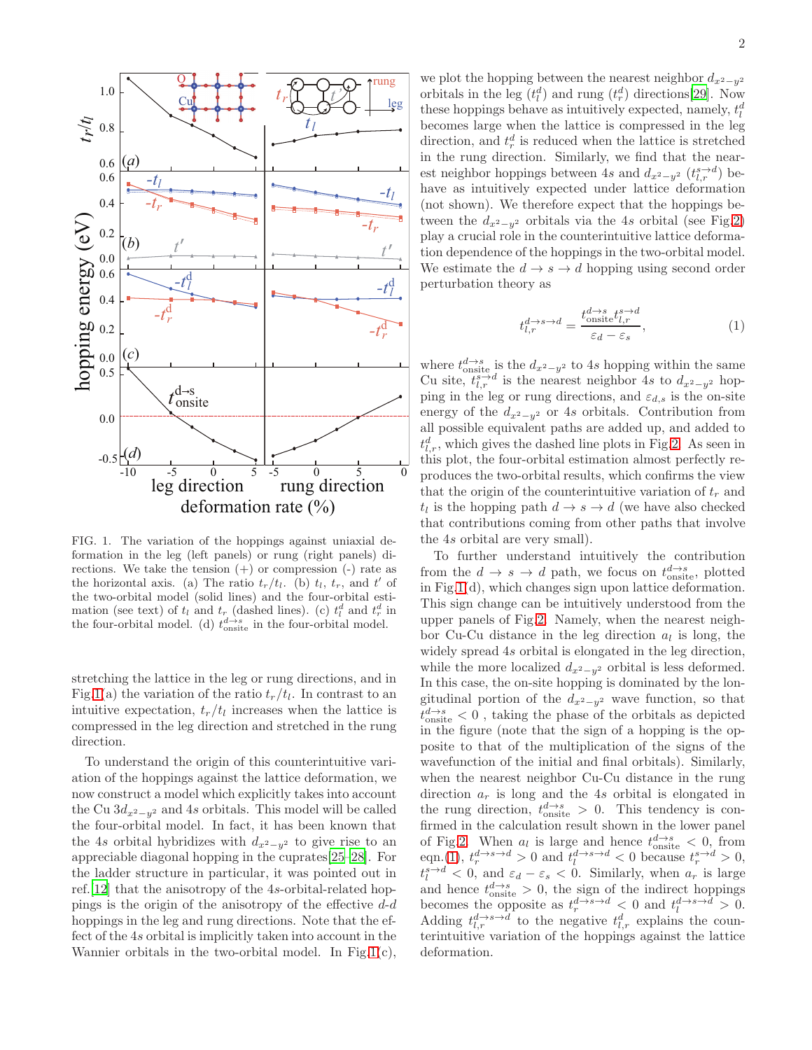FIG. 1. The variation of the hoppings against uniaxial deformation in the leg (left panels) or rung (right panels) directions. We take the tension (+) or compression (-) rate as the horizontal axis. (a) The ratio $t_r/t_l$. (b) $t_l$, $t_r$, and $t'$ of the two-orbital model (solid lines) and the four-orbital estimation (see text) of $t_l$ and $t_r$ (dashed lines). (c) $t_l^d$ and $t_r^d$ in the four-orbital model. (d) $t_{\rm onsite}^{d\to s}$ in the four-orbital model.

stretching the lattice in the leg or rung directions, and in Fig.1(a) the variation of the ratio $t_r/t_l$. In contrast to an intuitive expectation, $t_r/t_l$ increases when the lattice is compressed in the leg direction and stretched in the rung direction.

To understand the origin of this counterintuitive variation of the hoppings against the lattice deformation, we now construct a model which explicitly takes into account the Cu $3d_{x^2-y^2}$ and $4s$ orbitals. This model will be called the four-orbital model. In fact, it has been known that the $4s$ orbital hybridizes with $d_{x^2-y^2}$ to give rise to an appreciable diagonal hopping in the cuprates[25–28]. For the ladder structure in particular, it was pointed out in ref.[12] that the anisotropy of the 4s-orbital-related hoppings is the origin of the anisotropy of the effective $d$-$d$ hoppings in the leg and rung directions. Note that the effect of the $4s$ orbital is implicitly taken into account in the Wannier orbitals in the two-orbital model. In Fig.1(c), we plot the hopping between the nearest neighbor $d_{x^2-y^2}$ orbitals in the leg ($t_l^d$) and rung ($t_r^d$) directions[29]. Now these hoppings behave as intuitively expected, namely, $t_l^d$ becomes large when the lattice is compressed in the leg direction, and $t_r^d$ is reduced when the lattice is stretched in the rung direction. Similarly, we find that the nearest neighbor hoppings between $4s$ and $d_{x^2-y^2}$ ($t_{l,r}^{s\to d}$) behave as intuitively expected under lattice deformation (not shown). We therefore expect that the hoppings between the $d_{x^2-y^2}$ orbitals via the $4s$ orbital (see Fig.2) play a crucial role in the counterintuitive lattice deformation dependence of the hoppings in the two-orbital model. We estimate the $d\to s\to d$ hopping using second order perturbation theory as

$$t_{l,r}^{d\to s\to d} = \frac{t_{\rm onsite}^{d\to s} t_{l,r}^{s\to d}}{\varepsilon_d - \varepsilon_s}, \tag{1}$$

where $t_{\rm onsite}^{d\to s}$ is the $d_{x^2-y^2}$ to $4s$ hopping within the same Cu site, $t_{l,r}^{s\to d}$ is the nearest neighbor $4s$ to $d_{x^2-y^2}$ hopping in the leg or rung directions, and $\varepsilon_{d,s}$ is the on-site energy of the $d_{x^2-y^2}$ or $4s$ orbitals. Contribution from all possible equivalent paths are added up, and added to $t_{l,r}^d$, which gives the dashed line plots in Fig.2. As seen in this plot, the four-orbital estimation almost perfectly reproduces the two-orbital results, which confirms the view that the origin of the counterintuitive variation of $t_r$ and $t_l$ is the hopping path $d\to s\to d$ (we have also checked that contributions coming from other paths that involve the $4s$ orbital are very small).

To further understand intuitively the contribution from the $d\to s\to d$ path, we focus on $t_{\rm onsite}^{d\to s}$, plotted in Fig.1(d), which changes sign upon lattice deformation. This sign change can be intuitively understood from the upper panels of Fig.2. Namely, when the nearest neighbor Cu-Cu distance in the leg direction $a_l$ is long, the widely spread $4s$ orbital is elongated in the leg direction, while the more localized $d_{x^2-y^2}$ orbital is less deformed. In this case, the on-site hopping is dominated by the longitudinal portion of the $d_{x^2-y^2}$ wave function, so that $t_{\rm onsite}^{d\to s} < 0$ , taking the phase of the orbitals as depicted in the figure (note that the sign of a hopping is the opposite to that of the multiplication of the signs of the wavefunction of the initial and final orbitals). Similarly, when the nearest neighbor Cu-Cu distance in the rung direction $a_r$ is long and the $4s$ orbital is elongated in the rung direction, $t_{\rm onsite}^{d\to s} > 0$. This tendency is confirmed in the calculation result shown in the lower panel of Fig.2. When $a_l$ is large and hence $t_{\rm onsite}^{d\to s} < 0$, from eqn.(1), $t_r^{d\to s\to d} > 0$ and $t_l^{d\to s\to d} < 0$ because $t_r^{s\to d} > 0$, $t_l^{s\to d} < 0$, and $\varepsilon_d - \varepsilon_s < 0$. Similarly, when $a_r$ is large and hence $t_{\rm onsite}^{d\to s} > 0$, the sign of the indirect hoppings becomes the opposite as $t_r^{d\to s\to d} < 0$ and $t_l^{d\to s\to d} > 0$. Adding $t_{l,r}^{d\to s\to d}$ to the negative $t_{l,r}^d$ explains the counterintuitive variation of the hoppings against the lattice deformation.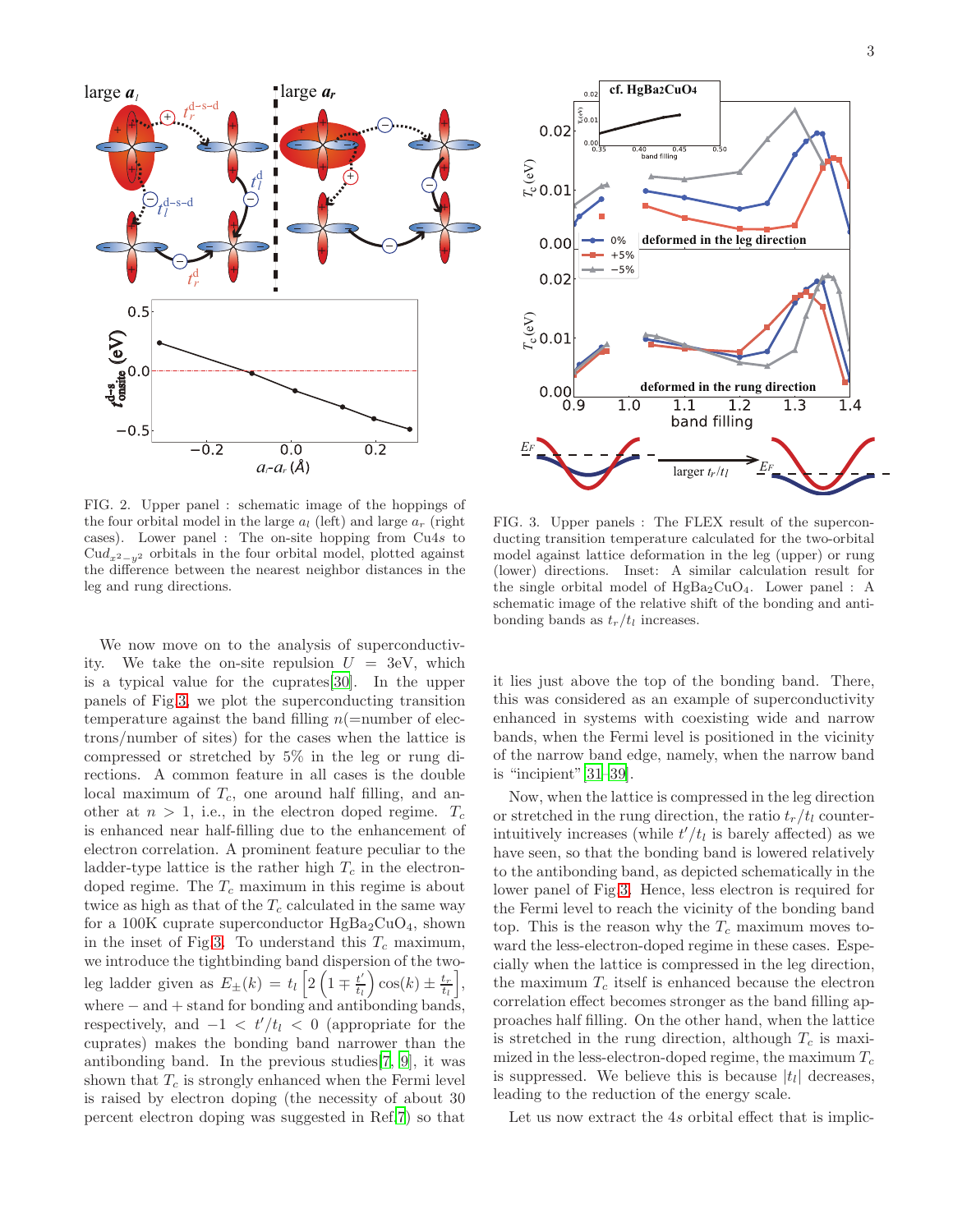FIG. 2. Upper panel : schematic image of the hoppings of the four orbital model in the large $a_l$ (left) and large $a_r$ (right cases). Lower panel : The on-site hopping from Cu4$s$ to Cu$d_{x^2-y^2}$ orbitals in the four orbital model, plotted against the difference between the nearest neighbor distances in the leg and rung directions.

FIG. 3. Upper panels : The FLEX result of the superconducting transition temperature calculated for the two-orbital model against lattice deformation in the leg (upper) or rung (lower) directions. Inset: A similar calculation result for the single orbital model of $HgBa_2CuO_4$. Lower panel : A schematic image of the relative shift of the bonding and antibonding bands as $t_r/t_l$ increases.

We now move on to the analysis of superconductivity. We take the on-site repulsion $U = 3$eV, which is a typical value for the cuprates[30]. In the upper panels of Fig.3, we plot the superconducting transition temperature against the band filling $n$(=number of electrons/number of sites) for the cases when the lattice is compressed or stretched by 5% in the leg or rung directions. A common feature in all cases is the double local maximum of $T_c$, one around half filling, and another at $n > 1$, i.e., in the electron doped regime. $T_c$ is enhanced near half-filling due to the enhancement of electron correlation. A prominent feature peculiar to the ladder-type lattice is the rather high $T_c$ in the electron-doped regime. The $T_c$ maximum in this regime is about twice as high as that of the $T_c$ calculated in the same way for a 100K cuprate superconductor $HgBa_2CuO_4$, shown in the inset of Fig.3. To understand this $T_c$ maximum, we introduce the tightbinding band dispersion of the two-leg ladder given as $E_\pm(k) = t_l\left[2\left(1 \mp \frac{t'}{t_l}\right)\cos(k) \pm \frac{t_r}{t_l}\right]$, where $-$ and $+$ stand for bonding and antibonding bands, respectively, and $-1 < t'/t_l < 0$ (appropriate for the cuprates) makes the bonding band narrower than the antibonding band. In the previous studies[7, 9], it was shown that $T_c$ is strongly enhanced when the Fermi level is raised by electron doping (the necessity of about 30 percent electron doping was suggested in Ref.[7]) so that it lies just above the top of the bonding band. There, this was considered as an example of superconductivity enhanced in systems with coexisting wide and narrow bands, when the Fermi level is positioned in the vicinity of the narrow band edge, namely, when the narrow band is "incipient" [31–39].

Now, when the lattice is compressed in the leg direction or stretched in the rung direction, the ratio $t_r/t_l$ counter-intuitively increases (while $t'/t_l$ is barely affected) as we have seen, so that the bonding band is lowered relatively to the antibonding band, as depicted schematically in the lower panel of Fig.3. Hence, less electron is required for the Fermi level to reach the vicinity of the bonding band top. This is the reason why the $T_c$ maximum moves toward the less-electron-doped regime in these cases. Especially when the lattice is compressed in the leg direction, the maximum $T_c$ itself is enhanced because the electron correlation effect becomes stronger as the band filling approaches half filling. On the other hand, when the lattice is stretched in the rung direction, although $T_c$ is maximized in the less-electron-doped regime, the maximum $T_c$ is suppressed. We believe this is because $|t_l|$ decreases, leading to the reduction of the energy scale.

Let us now extract the 4$s$ orbital effect that is implic-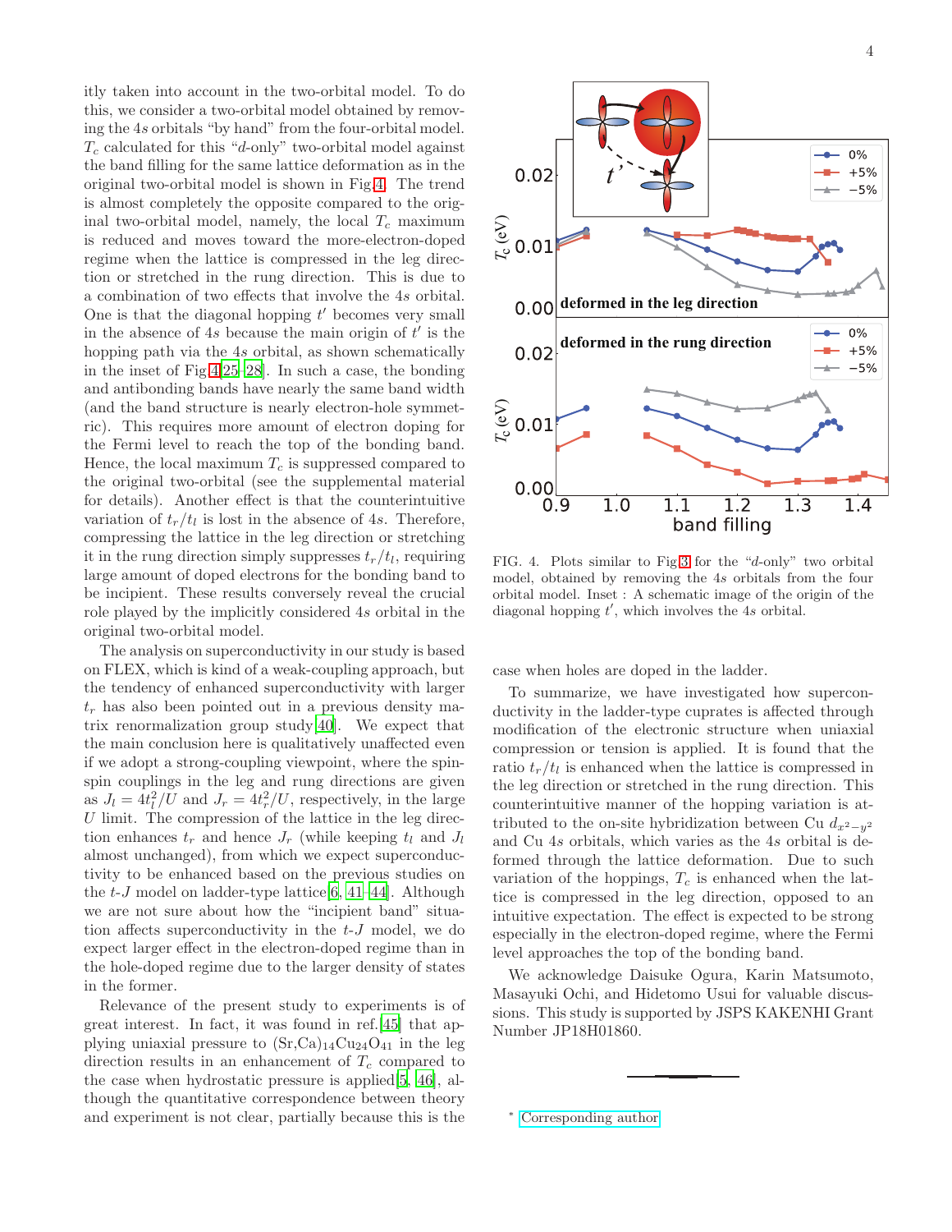itly taken into account in the two-orbital model. To do this, we consider a two-orbital model obtained by removing the 4$s$ orbitals "by hand" from the four-orbital model. $T_c$ calculated for this "$d$-only" two-orbital model against the band filling for the same lattice deformation as in the original two-orbital model is shown in Fig.4. The trend is almost completely the opposite compared to the original two-orbital model, namely, the local $T_c$ maximum is reduced and moves toward the more-electron-doped regime when the lattice is compressed in the leg direction or stretched in the rung direction. This is due to a combination of two effects that involve the 4$s$ orbital. One is that the diagonal hopping $t'$ becomes very small in the absence of 4$s$ because the main origin of $t'$ is the hopping path via the 4$s$ orbital, as shown schematically in the inset of Fig.4[25–28]. In such a case, the bonding and antibonding bands have nearly the same band width (and the band structure is nearly electron-hole symmetric). This requires more amount of electron doping for the Fermi level to reach the top of the bonding band. Hence, the local maximum $T_c$ is suppressed compared to the original two-orbital (see the supplemental material for details). Another effect is that the counterintuitive variation of $t_r/t_l$ is lost in the absence of 4$s$. Therefore, compressing the lattice in the leg direction or stretching it in the rung direction simply suppresses $t_r/t_l$, requiring large amount of doped electrons for the bonding band to be incipient. These results conversely reveal the crucial role played by the implicitly considered 4$s$ orbital in the original two-orbital model.

The analysis on superconductivity in our study is based on FLEX, which is kind of a weak-coupling approach, but the tendency of enhanced superconductivity with larger $t_r$ has also been pointed out in a previous density matrix renormalization group study[40]. We expect that the main conclusion here is qualitatively unaffected even if we adopt a strong-coupling viewpoint, where the spin-spin couplings in the leg and rung directions are given as $J_l = 4t_l^2/U$ and $J_r = 4t_r^2/U$, respectively, in the large $U$ limit. The compression of the lattice in the leg direction enhances $t_r$ and hence $J_r$ (while keeping $t_l$ and $J_l$ almost unchanged), from which we expect superconductivity to be enhanced based on the previous studies on the $t$-$J$ model on ladder-type lattice[6, 41–44]. Although we are not sure about how the "incipient band" situation affects superconductivity in the $t$-$J$ model, we do expect larger effect in the electron-doped regime than in the hole-doped regime due to the larger density of states in the former.

Relevance of the present study to experiments is of great interest. In fact, it was found in ref.[45] that applying uniaxial pressure to $(Sr,Ca)_{14}Cu_{24}O_{41}$ in the leg direction results in an enhancement of $T_c$ compared to the case when hydrostatic pressure is applied[5, 46], although the quantitative correspondence between theory and experiment is not clear, partially because this is the case when holes are doped in the ladder.

FIG. 4. Plots similar to Fig.3 for the "$d$-only" two orbital model, obtained by removing the 4$s$ orbitals from the four orbital model. Inset : A schematic image of the origin of the diagonal hopping $t'$, which involves the 4$s$ orbital.

To summarize, we have investigated how superconductivity in the ladder-type cuprates is affected through modification of the electronic structure when uniaxial compression or tension is applied. It is found that the ratio $t_r/t_l$ is enhanced when the lattice is compressed in the leg direction or stretched in the rung direction. This counterintuitive manner of the hopping variation is attributed to the on-site hybridization between Cu $d_{x^2-y^2}$ and Cu 4$s$ orbitals, which varies as the 4$s$ orbital is deformed through the lattice deformation. Due to such variation of the hoppings, $T_c$ is enhanced when the lattice is compressed in the leg direction, opposed to an intuitive expectation. The effect is expected to be strong especially in the electron-doped regime, where the Fermi level approaches the top of the bonding band.

We acknowledge Daisuke Ogura, Karin Matsumoto, Masayuki Ochi, and Hidetomo Usui for valuable discussions. This study is supported by JSPS KAKENHI Grant Number JP18H01860.

* Corresponding author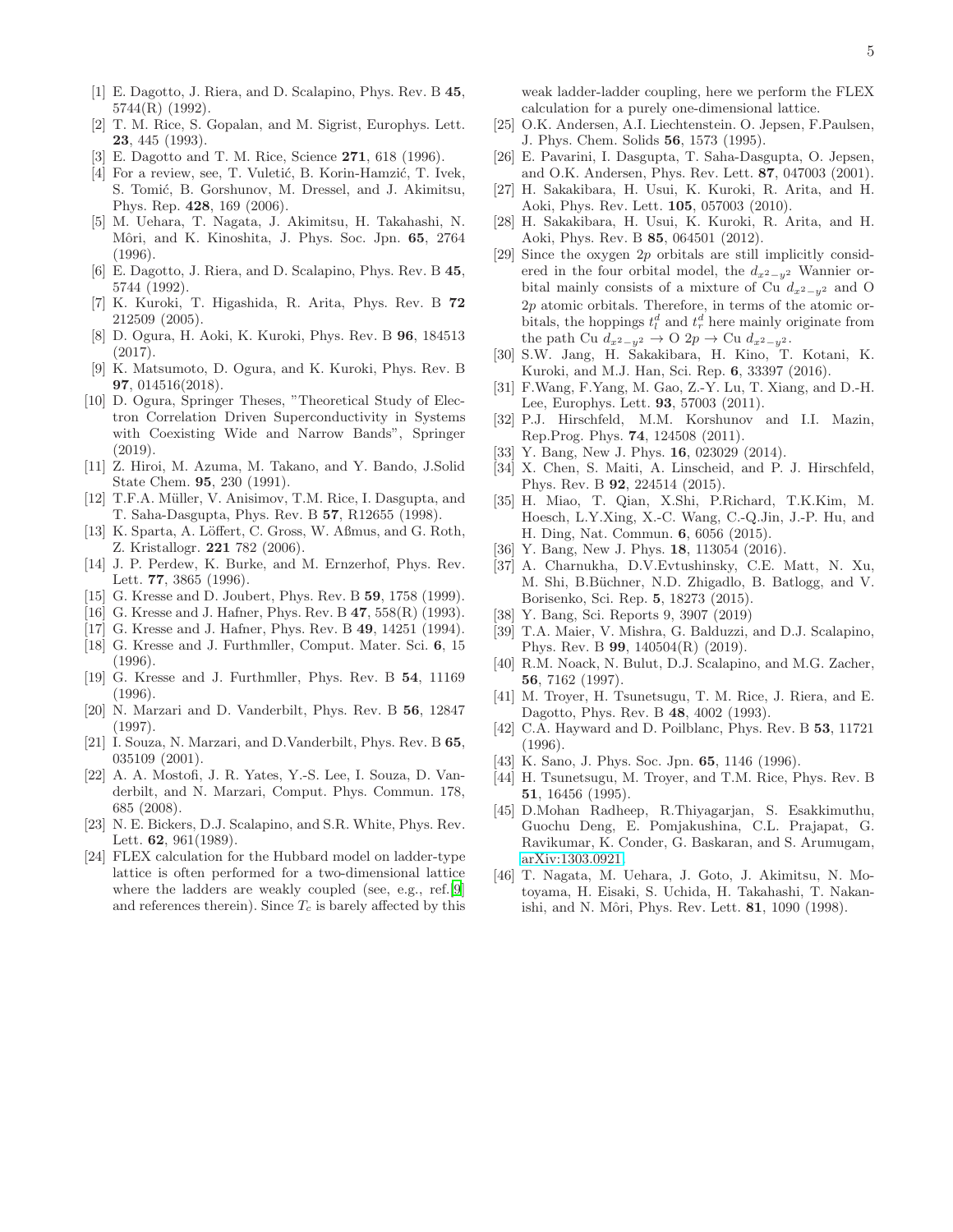[1] E. Dagotto, J. Riera, and D. Scalapino, Phys. Rev. B **45**, 5744(R) (1992).

[2] T. M. Rice, S. Gopalan, and M. Sigrist, Europhys. Lett. **23**, 445 (1993).

[3] E. Dagotto and T. M. Rice, Science **271**, 618 (1996).

[4] For a review, see, T. Vuletić, B. Korin-Hamzić, T. Ivek, S. Tomić, B. Gorshunov, M. Dressel, and J. Akimitsu, Phys. Rep. **428**, 169 (2006).

[5] M. Uehara, T. Nagata, J. Akimitsu, H. Takahashi, N. Môri, and K. Kinoshita, J. Phys. Soc. Jpn. **65**, 2764 (1996).

[6] E. Dagotto, J. Riera, and D. Scalapino, Phys. Rev. B **45**, 5744 (1992).

[7] K. Kuroki, T. Higashida, R. Arita, Phys. Rev. B **72** 212509 (2005).

[8] D. Ogura, H. Aoki, K. Kuroki, Phys. Rev. B **96**, 184513 (2017).

[9] K. Matsumoto, D. Ogura, and K. Kuroki, Phys. Rev. B **97**, 014516(2018).

[10] D. Ogura, Springer Theses, "Theoretical Study of Electron Correlation Driven Superconductivity in Systems with Coexisting Wide and Narrow Bands", Springer (2019).

[11] Z. Hiroi, M. Azuma, M. Takano, and Y. Bando, J.Solid State Chem. **95**, 230 (1991).

[12] T.F.A. Müller, V. Anisimov, T.M. Rice, I. Dasgupta, and T. Saha-Dasgupta, Phys. Rev. B **57**, R12655 (1998).

[13] K. Sparta, A. Löffert, C. Gross, W. Aßmus, and G. Roth, Z. Kristallogr. **221** 782 (2006).

[14] J. P. Perdew, K. Burke, and M. Ernzerhof, Phys. Rev. Lett. **77**, 3865 (1996).

[15] G. Kresse and D. Joubert, Phys. Rev. B **59**, 1758 (1999).

[16] G. Kresse and J. Hafner, Phys. Rev. B **47**, 558(R) (1993).

[17] G. Kresse and J. Hafner, Phys. Rev. B **49**, 14251 (1994).

[18] G. Kresse and J. Furthmller, Comput. Mater. Sci. **6**, 15 (1996).

[19] G. Kresse and J. Furthmller, Phys. Rev. B **54**, 11169 (1996).

[20] N. Marzari and D. Vanderbilt, Phys. Rev. B **56**, 12847 (1997).

[21] I. Souza, N. Marzari, and D.Vanderbilt, Phys. Rev. B **65**, 035109 (2001).

[22] A. A. Mostofi, J. R. Yates, Y.-S. Lee, I. Souza, D. Vanderbilt, and N. Marzari, Comput. Phys. Commun. 178, 685 (2008).

[23] N. E. Bickers, D.J. Scalapino, and S.R. White, Phys. Rev. Lett. **62**, 961(1989).

[24] FLEX calculation for the Hubbard model on ladder-type lattice is often performed for a two-dimensional lattice where the ladders are weakly coupled (see, e.g., ref.[9] and references therein). Since $T_c$ is barely affected by this weak ladder-ladder coupling, here we perform the FLEX calculation for a purely one-dimensional lattice.

[25] O.K. Andersen, A.I. Liechtenstein. O. Jepsen, F.Paulsen, J. Phys. Chem. Solids **56**, 1573 (1995).

[26] E. Pavarini, I. Dasgupta, T. Saha-Dasgupta, O. Jepsen, and O.K. Andersen, Phys. Rev. Lett. **87**, 047003 (2001).

[27] H. Sakakibara, H. Usui, K. Kuroki, R. Arita, and H. Aoki, Phys. Rev. Lett. **105**, 057003 (2010).

[28] H. Sakakibara, H. Usui, K. Kuroki, R. Arita, and H. Aoki, Phys. Rev. B **85**, 064501 (2012).

[29] Since the oxygen $2p$ orbitals are still implicitly considered in the four orbital model, the $d_{x^2-y^2}$ Wannier orbital mainly consists of a mixture of Cu $d_{x^2-y^2}$ and O $2p$ atomic orbitals. Therefore, in terms of the atomic orbitals, the hoppings $t_l^d$ and $t_r^d$ here mainly originate from the path Cu $d_{x^2-y^2} \to$ O $2p \to$ Cu $d_{x^2-y^2}$.

[30] S.W. Jang, H. Sakakibara, H. Kino, T. Kotani, K. Kuroki, and M.J. Han, Sci. Rep. **6**, 33397 (2016).

[31] F.Wang, F.Yang, M. Gao, Z.-Y. Lu, T. Xiang, and D.-H. Lee, Europhys. Lett. **93**, 57003 (2011).

[32] P.J. Hirschfeld, M.M. Korshunov and I.I. Mazin, Rep.Prog. Phys. **74**, 124508 (2011).

[33] Y. Bang, New J. Phys. **16**, 023029 (2014).

[34] X. Chen, S. Maiti, A. Linscheid, and P. J. Hirschfeld, Phys. Rev. B **92**, 224514 (2015).

[35] H. Miao, T. Qian, X.Shi, P.Richard, T.K.Kim, M. Hoesch, L.Y.Xing, X.-C. Wang, C.-Q.Jin, J.-P. Hu, and H. Ding, Nat. Commun. **6**, 6056 (2015).

[36] Y. Bang, New J. Phys. **18**, 113054 (2016).

[37] A. Charnukha, D.V.Evtushinsky, C.E. Matt, N. Xu, M. Shi, B.Büchner, N.D. Zhigadlo, B. Batlogg, and V. Borisenko, Sci. Rep. **5**, 18273 (2015).

[38] Y. Bang, Sci. Reports 9, 3907 (2019)

[39] T.A. Maier, V. Mishra, G. Balduzzi, and D.J. Scalapino, Phys. Rev. B **99**, 140504(R) (2019).

[40] R.M. Noack, N. Bulut, D.J. Scalapino, and M.G. Zacher, **56**, 7162 (1997).

[41] M. Troyer, H. Tsunetsugu, T. M. Rice, J. Riera, and E. Dagotto, Phys. Rev. B **48**, 4002 (1993).

[42] C.A. Hayward and D. Poilblanc, Phys. Rev. B **53**, 11721 (1996).

[43] K. Sano, J. Phys. Soc. Jpn. **65**, 1146 (1996).

[44] H. Tsunetsugu, M. Troyer, and T.M. Rice, Phys. Rev. B **51**, 16456 (1995).

[45] D.Mohan Radheep, R.Thiyagarjan, S. Esakkimuthu, Guochu Deng, E. Pomjakushina, C.L. Prajapat, G. Ravikumar, K. Conder, G. Baskaran, and S. Arumugam, arXiv:1303.0921.

[46] T. Nagata, M. Uehara, J. Goto, J. Akimitsu, N. Motoyama, H. Eisaki, S. Uchida, H. Takahashi, T. Nakanishi, and N. Môri, Phys. Rev. Lett. **81**, 1090 (1998).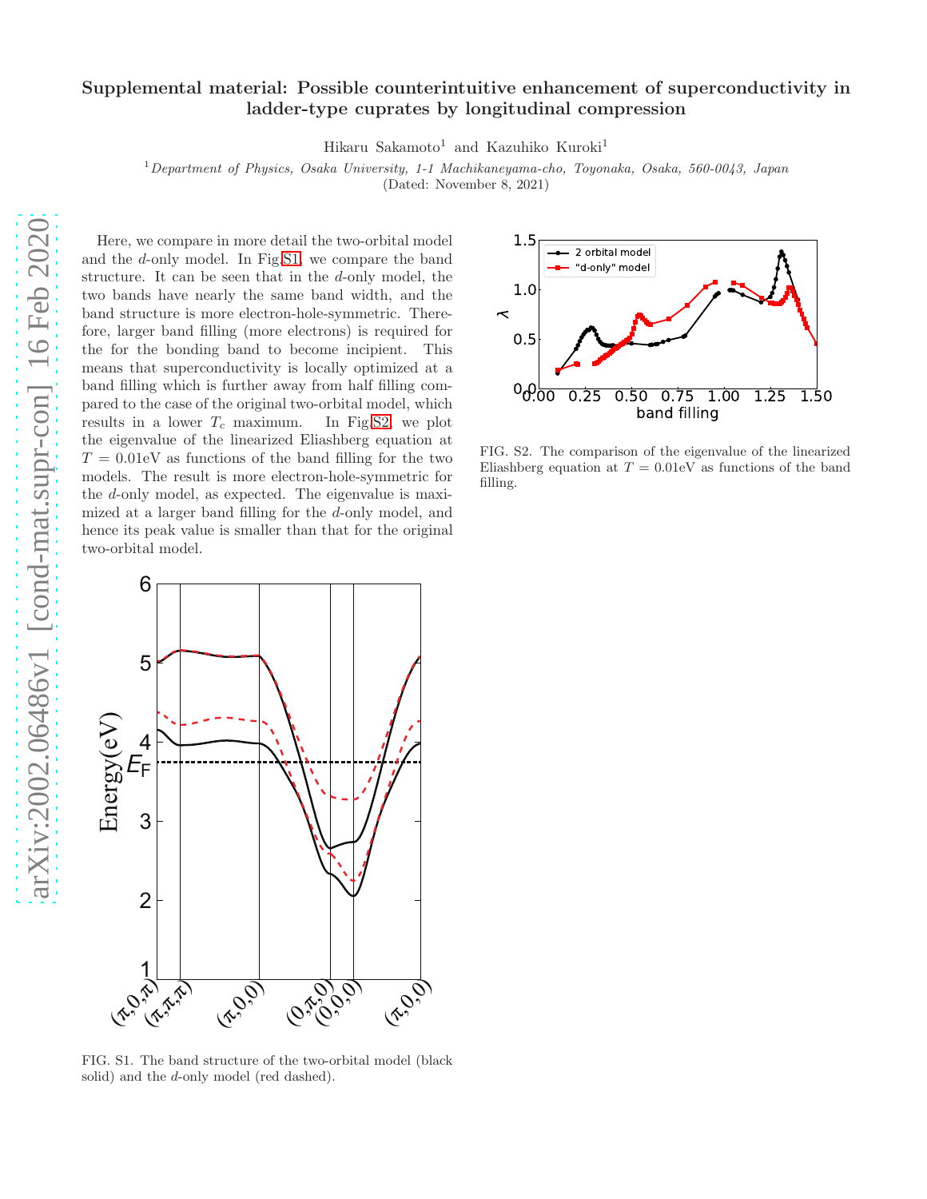# Supplemental material: Possible counterintuitive enhancement of superconductivity in ladder-type cuprates by longitudinal compression

Hikaru Sakamoto[1] and Kazuhiko Kuroki[1]

[1]*Department of Physics, Osaka University, 1-1 Machikaneyama-cho, Toyonaka, Osaka, 560-0043, Japan*

(Dated: November 8, 2021)

Here, we compare in more detail the two-orbital model and the $d$-only model. In Fig.S1, we compare the band structure. It can be seen that in the $d$-only model, the two bands have nearly the same band width, and the band structure is more electron-hole-symmetric. Therefore, larger band filling (more electrons) is required for the for the bonding band to become incipient. This means that superconductivity is locally optimized at a band filling which is further away from half filling compared to the case of the original two-orbital model, which results in a lower $T_c$ maximum. In Fig.S2, we plot the eigenvalue of the linearized Eliashberg equation at $T = 0.01$eV as functions of the band filling for the two models. The result is more electron-hole-symmetric for the $d$-only model, as expected. The eigenvalue is maximized at a larger band filling for the $d$-only model, and hence its peak value is smaller than that for the original two-orbital model.

Energy(eV)
6
5
4
$E_F$
3
2
1
$(\pi,0,\pi)$ $(\pi,\pi,\pi)$ $(\pi,0,0)$ $(0,\pi,0)$ $(0,0,0)$ $(\pi,0,0)$

FIG. S1. The band structure of the two-orbital model (black solid) and the $d$-only model (red dashed).

2 orbital model
"d-only" model
$\lambda$
1.5
1.0
0.5
0.0
0.00 0.25 0.50 0.75 1.00 1.25 1.50
band filling

FIG. S2. The comparison of the eigenvalue of the linearized Eliashberg equation at $T = 0.01$eV as functions of the band filling.